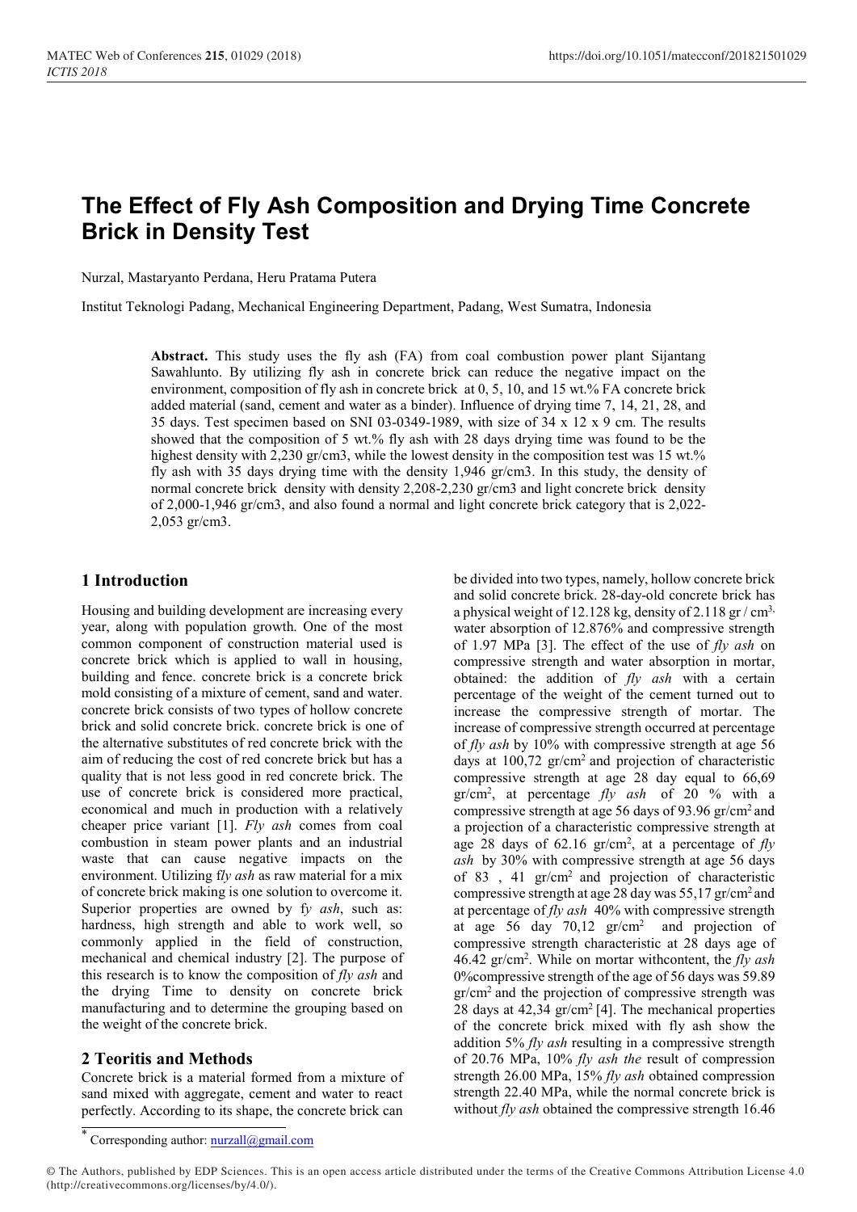# The Effect of Fly Ash Composition and Drying Time Concrete Brick in Density Test

Nurzal, Mastaryanto Perdana, Heru Pratama Putera

Institut Teknologi Padang, Mechanical Engineering Department, Padang, West Sumatra, Indonesia

**Abstract.** This study uses the fly ash (FA) from coal combustion power plant Sijantang Sawahlunto. By utilizing fly ash in concrete brick can reduce the negative impact on the environment, composition of fly ash in concrete brick at 0, 5, 10, and 15 wt.% FA concrete brick added material (sand, cement and water as a binder). Influence of drying time 7, 14, 21, 28, and 35 days. Test specimen based on SNI 03-0349-1989, with size of 34 x 12 x 9 cm. The results showed that the composition of 5 wt.% fly ash with 28 days drying time was found to be the highest density with 2,230 gr/cm3, while the lowest density in the composition test was 15 wt.% fly ash with 35 days drying time with the density 1,946 gr/cm3. In this study, the density of normal concrete brick density with density 2,208-2,230 gr/cm3 and light concrete brick density of 2,000-1,946 gr/cm3, and also found a normal and light concrete brick category that is 2,022-2,053 gr/cm3.

## 1 Introduction

Housing and building development are increasing every year, along with population growth. One of the most common component of construction material used is concrete brick which is applied to wall in housing, building and fence. concrete brick is a concrete brick mold consisting of a mixture of cement, sand and water. concrete brick consists of two types of hollow concrete brick and solid concrete brick. concrete brick is one of the alternative substitutes of red concrete brick with the aim of reducing the cost of red concrete brick but has a quality that is not less good in red concrete brick. The use of concrete brick is considered more practical, economical and much in production with a relatively cheaper price variant [1]. *Fly ash* comes from coal combustion in steam power plants and an industrial waste that can cause negative impacts on the environment. Utilizing f*ly ash* as raw material for a mix of concrete brick making is one solution to overcome it. Superior properties are owned by f*y ash*, such as: hardness, high strength and able to work well, so commonly applied in the field of construction, mechanical and chemical industry [2]. The purpose of this research is to know the composition of *fly ash* and the drying Time to density on concrete brick manufacturing and to determine the grouping based on the weight of the concrete brick.

## 2 Teoritis and Methods

Concrete brick is a material formed from a mixture of sand mixed with aggregate, cement and water to react perfectly. According to its shape, the concrete brick can be divided into two types, namely, hollow concrete brick and solid concrete brick. 28-day-old concrete brick has a physical weight of 12.128 kg, density of 2.118 gr / $cm^{3,}$ water absorption of 12.876% and compressive strength of 1.97 MPa [3]. The effect of the use of *fly ash* on compressive strength and water absorption in mortar, obtained: the addition of *fly ash* with a certain percentage of the weight of the cement turned out to increase the compressive strength of mortar. The increase of compressive strength occurred at percentage of *fly ash* by 10% with compressive strength at age 56 days at 100,72 gr/$cm^2$ and projection of characteristic compressive strength at age 28 day equal to 66,69 gr/$cm^2$, at percentage *fly ash* of 20 % with a compressive strength at age 56 days of 93.96 gr/$cm^2$ and a projection of a characteristic compressive strength at age 28 days of 62.16 gr/$cm^2$, at a percentage of *fly ash* by 30% with compressive strength at age 56 days of 83 , 41 gr/$cm^2$ and projection of characteristic compressive strength at age 28 day was 55,17 gr/$cm^2$ and at percentage of *fly ash* 40% with compressive strength at age 56 day 70,12 gr/$cm^2$ and projection of compressive strength characteristic at 28 days age of 46.42 gr/$cm^2$. While on mortar withcontent, the *fly ash* 0%compressive strength of the age of 56 days was 59.89 gr/$cm^2$ and the projection of compressive strength was 28 days at 42,34 gr/$cm^2$ [4]. The mechanical properties of the concrete brick mixed with fly ash show the addition 5% *fly ash* resulting in a compressive strength of 20.76 MPa, 10% *fly ash the* result of compression strength 26.00 MPa, 15% *fly ash* obtained compression strength 22.40 MPa, while the normal concrete brick is without *fly ash* obtained the compressive strength 16.46

* Corresponding author: nurzall@gmail.com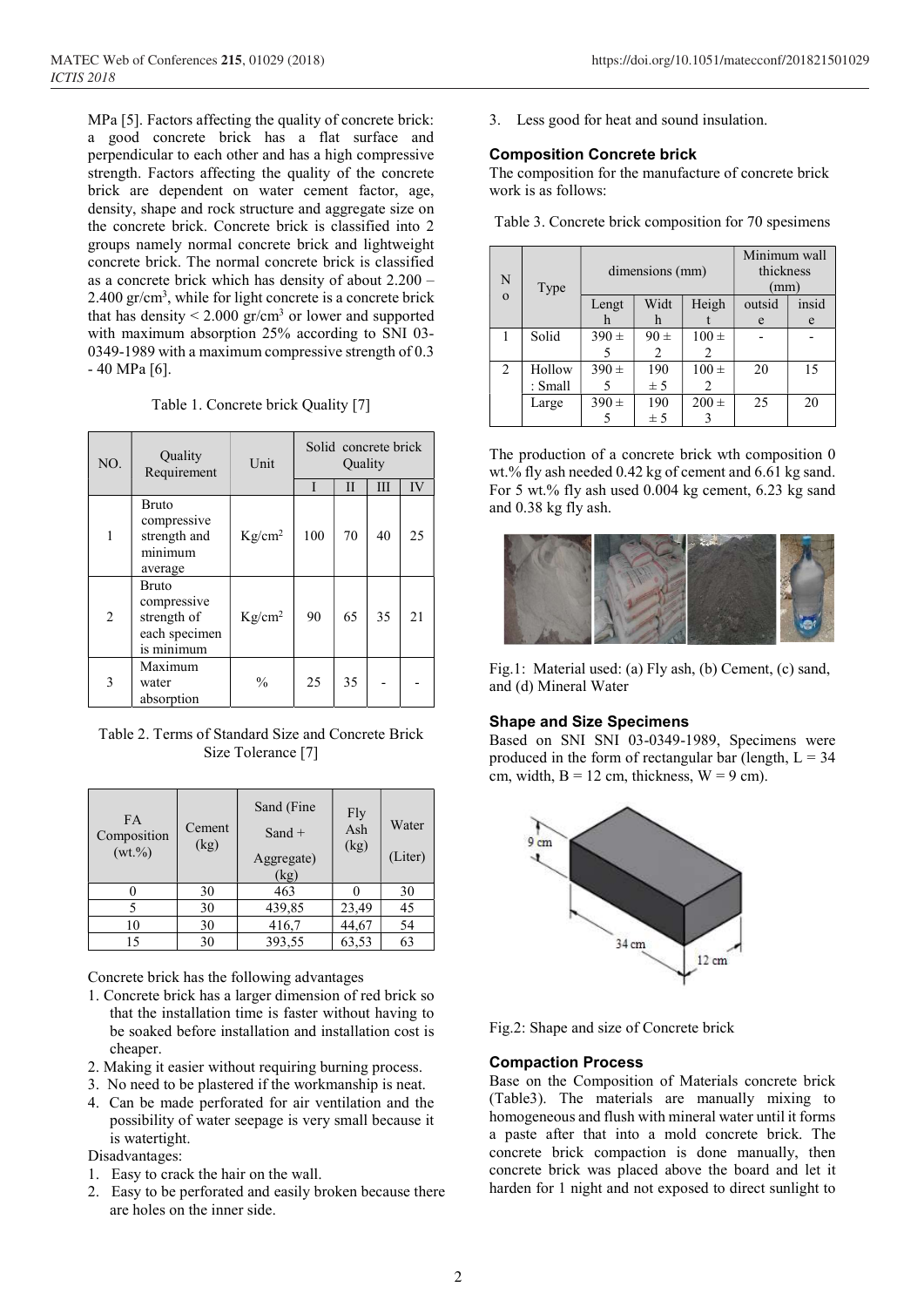MPa [5]. Factors affecting the quality of concrete brick: a good concrete brick has a flat surface and perpendicular to each other and has a high compressive strength. Factors affecting the quality of the concrete brick are dependent on water cement factor, age, density, shape and rock structure and aggregate size on the concrete brick. Concrete brick is classified into 2 groups namely normal concrete brick and lightweight concrete brick. The normal concrete brick is classified as a concrete brick which has density of about 2.200 – 2.400 gr/cm$^3$, while for light concrete is a concrete brick that has density < 2.000 gr/cm$^3$ or lower and supported with maximum absorption 25% according to SNI 03-0349-1989 with a maximum compressive strength of 0.3 - 40 MPa [6].

Table 1. Concrete brick Quality [7]

| NO. | Quality Requirement | Unit | Solid concrete brick Quality | | | |
|---|---|---|---|---|---|---|
| | | | I | II | III | IV |
| 1 | Bruto compressive strength and minimum average | Kg/cm$^2$ | 100 | 70 | 40 | 25 |
| 2 | Bruto compressive strength of each specimen is minimum | Kg/cm$^2$ | 90 | 65 | 35 | 21 |
| 3 | Maximum water absorption | % | 25 | 35 | - | - |

Table 2. Terms of Standard Size and Concrete Brick Size Tolerance [7]

| FA Composition (wt.%) | Cement (kg) | Sand (Fine Sand + Aggregate) (kg) | Fly Ash (kg) | Water (Liter) |
|---|---|---|---|---|
| 0 | 30 | 463 | 0 | 30 |
| 5 | 30 | 439,85 | 23,49 | 45 |
| 10 | 30 | 416,7 | 44,67 | 54 |
| 15 | 30 | 393,55 | 63,53 | 63 |

Concrete brick has the following advantages

1. Concrete brick has a larger dimension of red brick so that the installation time is faster without having to be soaked before installation and installation cost is cheaper.
2. Making it easier without requiring burning process.
3. No need to be plastered if the workmanship is neat.
4. Can be made perforated for air ventilation and the possibility of water seepage is very small because it is watertight.

Disadvantages:

1. Easy to crack the hair on the wall.
2. Easy to be perforated and easily broken because there are holes on the inner side.
3. Less good for heat and sound insulation.

### Composition Concrete brick

The composition for the manufacture of concrete brick work is as follows:

Table 3. Concrete brick composition for 70 spesimens

| No | Type | dimensions (mm) | | | Minimum wall thickness (mm) | |
|---|---|---|---|---|---|---|
| | | Length | Width | Height | outside | inside |
| 1 | Solid | 390 ± 5 | 90 ± 2 | 100 ± 2 | - | - |
| 2 | Hollow : Small | 390 ± 5 | 190 ± 5 | 100 ± 2 | 20 | 15 |
| | Large | 390 ± 5 | 190 ± 5 | 200 ± 3 | 25 | 20 |

The production of a concrete brick wth composition 0 wt.% fly ash needed 0.42 kg of cement and 6.61 kg sand. For 5 wt.% fly ash used 0.004 kg cement, 6.23 kg sand and 0.38 kg fly ash.

Fig.1: Material used: (a) Fly ash, (b) Cement, (c) sand, and (d) Mineral Water

### Shape and Size Specimens

Based on SNI SNI 03-0349-1989, Specimens were produced in the form of rectangular bar (length, L = 34 cm, width, B = 12 cm, thickness, W = 9 cm).

Fig.2: Shape and size of Concrete brick

### Compaction Process

Base on the Composition of Materials concrete brick (Table3). The materials are manually mixing to homogeneous and flush with mineral water until it forms a paste after that into a mold concrete brick. The concrete brick compaction is done manually, then concrete brick was placed above the board and let it harden for 1 night and not exposed to direct sunlight to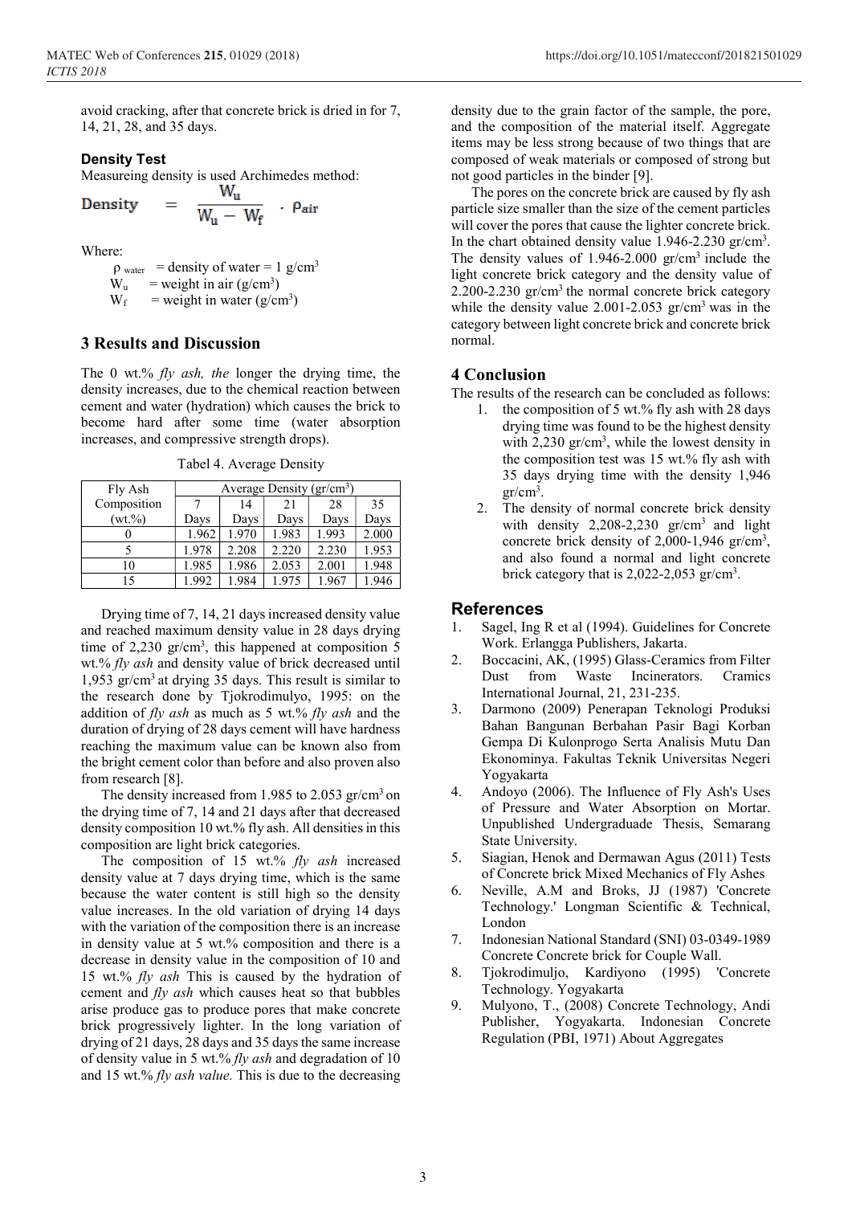avoid cracking, after that concrete brick is dried in for 7, 14, 21, 28, and 35 days.

### Density Test

Measureing density is used Archimedes method:

$$\text{Density} = \frac{W_u}{W_u - W_f} \cdot \rho_{air}$$

Where:

$\rho_{water}$ = density of water = 1 g/cm$^3$
$W_u$ = weight in air (g/cm$^3$)
$W_f$ = weight in water (g/cm$^3$)

## 3 Results and Discussion

The 0 wt.% *fly ash, the* longer the drying time, the density increases, due to the chemical reaction between cement and water (hydration) which causes the brick to become hard after some time (water absorption increases, and compressive strength drops).

Tabel 4. Average Density

| Fly Ash Composition (wt.%) | Average Density (gr/cm$^3$) | | | | |
|---|---|---|---|---|---|
| | 7 Days | 14 Days | 21 Days | 28 Days | 35 Days |
| 0 | 1.962 | 1.970 | 1.983 | 1.993 | 2.000 |
| 5 | 1.978 | 2.208 | 2.220 | 2.230 | 1.953 |
| 10 | 1.985 | 1.986 | 2.053 | 2.001 | 1.948 |
| 15 | 1.992 | 1.984 | 1.975 | 1.967 | 1.946 |

Drying time of 7, 14, 21 days increased density value and reached maximum density value in 28 days drying time of 2,230 gr/cm$^3$, this happened at composition 5 wt.% *fly ash* and density value of brick decreased until 1,953 gr/cm$^3$ at drying 35 days. This result is similar to the research done by Tjokrodimulyo, 1995: on the addition of *fly ash* as much as 5 wt.% *fly ash* and the duration of drying of 28 days cement will have hardness reaching the maximum value can be known also from the bright cement color than before and also proven also from research [8].

The density increased from 1.985 to 2.053 gr/cm$^3$ on the drying time of 7, 14 and 21 days after that decreased density composition 10 wt.% fly ash. All densities in this composition are light brick categories.

The composition of 15 wt.% *fly ash* increased density value at 7 days drying time, which is the same because the water content is still high so the density value increases. In the old variation of drying 14 days with the variation of the composition there is an increase in density value at 5 wt.% composition and there is a decrease in density value in the composition of 10 and 15 wt.% *fly ash* This is caused by the hydration of cement and *fly ash* which causes heat so that bubbles arise produce gas to produce pores that make concrete brick progressively lighter. In the long variation of drying of 21 days, 28 days and 35 days the same increase of density value in 5 wt.% *fly ash* and degradation of 10 and 15 wt.% *fly ash value.* This is due to the decreasing density due to the grain factor of the sample, the pore, and the composition of the material itself. Aggregate items may be less strong because of two things that are composed of weak materials or composed of strong but not good particles in the binder [9].

The pores on the concrete brick are caused by fly ash particle size smaller than the size of the cement particles will cover the pores that cause the lighter concrete brick. In the chart obtained density value 1.946-2.230 gr/cm$^3$. The density values of 1.946-2.000 gr/cm$^3$ include the light concrete brick category and the density value of 2.200-2.230 gr/cm$^3$ the normal concrete brick category while the density value 2.001-2.053 gr/cm$^3$ was in the category between light concrete brick and concrete brick normal.

## 4 Conclusion

The results of the research can be concluded as follows:

1. the composition of 5 wt.% fly ash with 28 days drying time was found to be the highest density with 2,230 gr/cm$^3$, while the lowest density in the composition test was 15 wt.% fly ash with 35 days drying time with the density 1,946 gr/cm$^3$.
2. The density of normal concrete brick density with density 2,208-2,230 gr/cm$^3$ and light concrete brick density of 2,000-1,946 gr/cm$^3$, and also found a normal and light concrete brick category that is 2,022-2,053 gr/cm$^3$.

## References

1. Sagel, Ing R et al (1994). Guidelines for Concrete Work. Erlangga Publishers, Jakarta.
2. Boccacini, AK, (1995) Glass-Ceramics from Filter Dust from Waste Incinerators. Cramics International Journal, 21, 231-235.
3. Darmono (2009) Penerapan Teknologi Produksi Bahan Bangunan Berbahan Pasir Bagi Korban Gempa Di Kulonprogo Serta Analisis Mutu Dan Ekonominya. Fakultas Teknik Universitas Negeri Yogyakarta
4. Andoyo (2006). The Influence of Fly Ash's Uses of Pressure and Water Absorption on Mortar. Unpublished Undergraduade Thesis, Semarang State University.
5. Siagian, Henok and Dermawan Agus (2011) Tests of Concrete brick Mixed Mechanics of Fly Ashes
6. Neville, A.M and Broks, JJ (1987) 'Concrete Technology.' Longman Scientific & Technical, London
7. Indonesian National Standard (SNI) 03-0349-1989 Concrete Concrete brick for Couple Wall.
8. Tjokrodimuljo, Kardiyono (1995) 'Concrete Technology. Yogyakarta
9. Mulyono, T., (2008) Concrete Technology, Andi Publisher, Yogyakarta. Indonesian Concrete Regulation (PBI, 1971) About Aggregates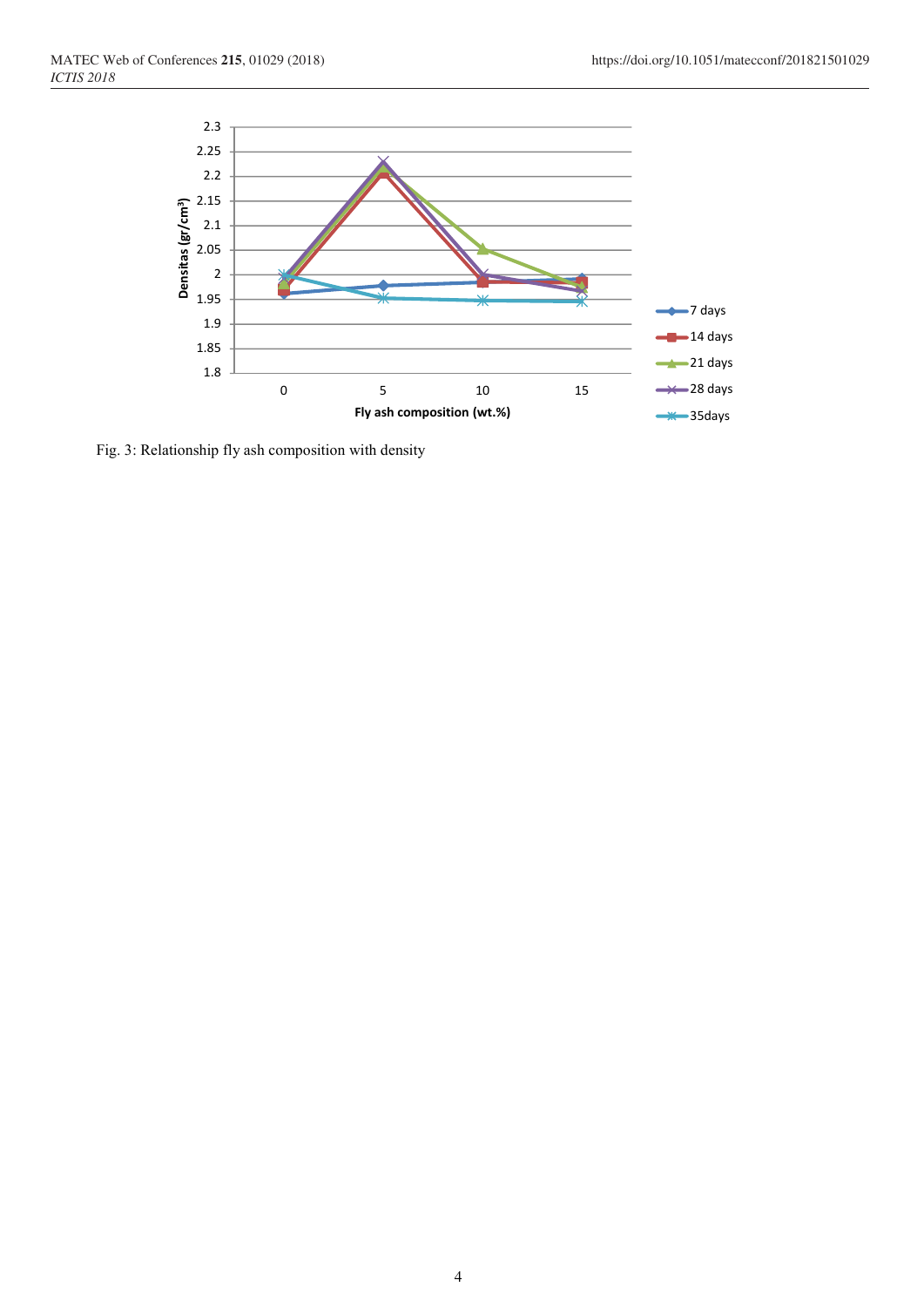2.3
2.25
2.2
2.15
2.1
2.05
2
1.95
1.9
1.85
1.8

Densitas (gr/cm³)

0
5
10
15

Fly ash composition (wt.%)

7 days
14 days
21 days
28 days
35days

Fig. 3: Relationship fly ash composition with density